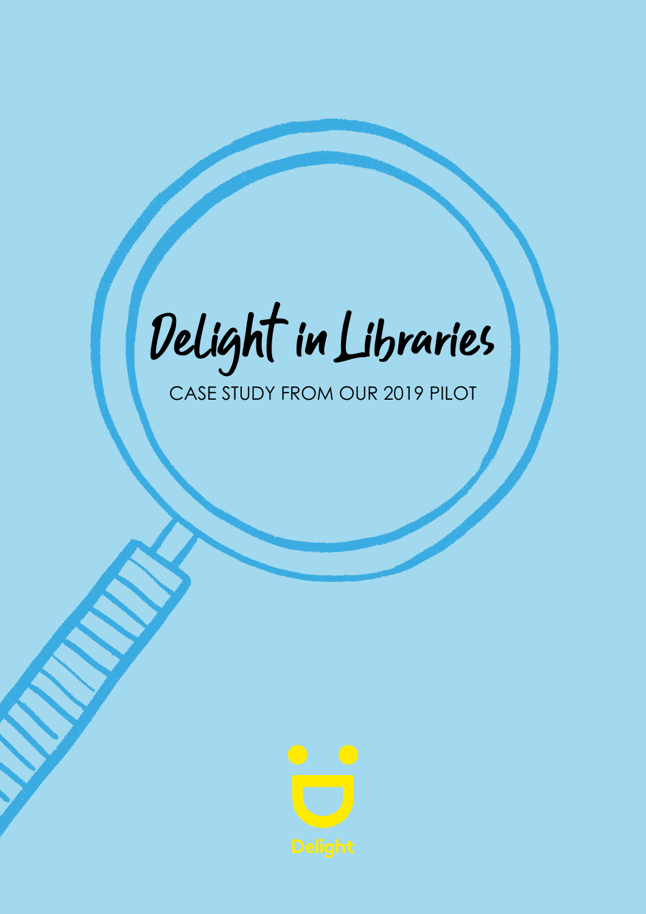# Delight in Libraries

CASE STUDY FROM OUR 2019 PILOT

Delight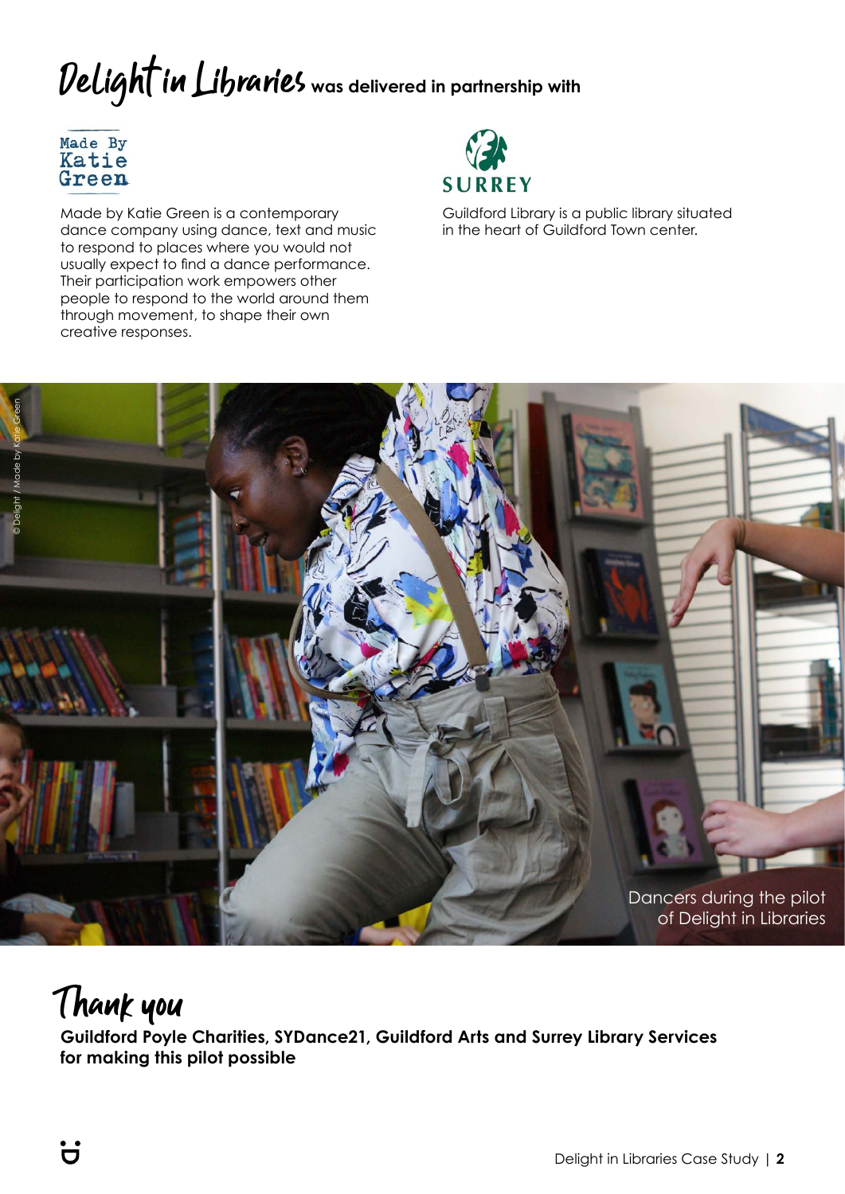# Delight in Libraries was delivered in partnership with

Made By Katie Green

Made by Katie Green is a contemporary dance company using dance, text and music to respond to places where you would not usually expect to find a dance performance. Their participation work empowers other people to respond to the world around them through movement, to shape their own creative responses.

SURREY

Guildford Library is a public library situated in the heart of Guildford Town center.

© Delight / Made by Katie Green

Dancers during the pilot of Delight in Libraries

# Thank you

**Guildford Poyle Charities, SYDance21, Guildford Arts and Surrey Library Services for making this pilot possible**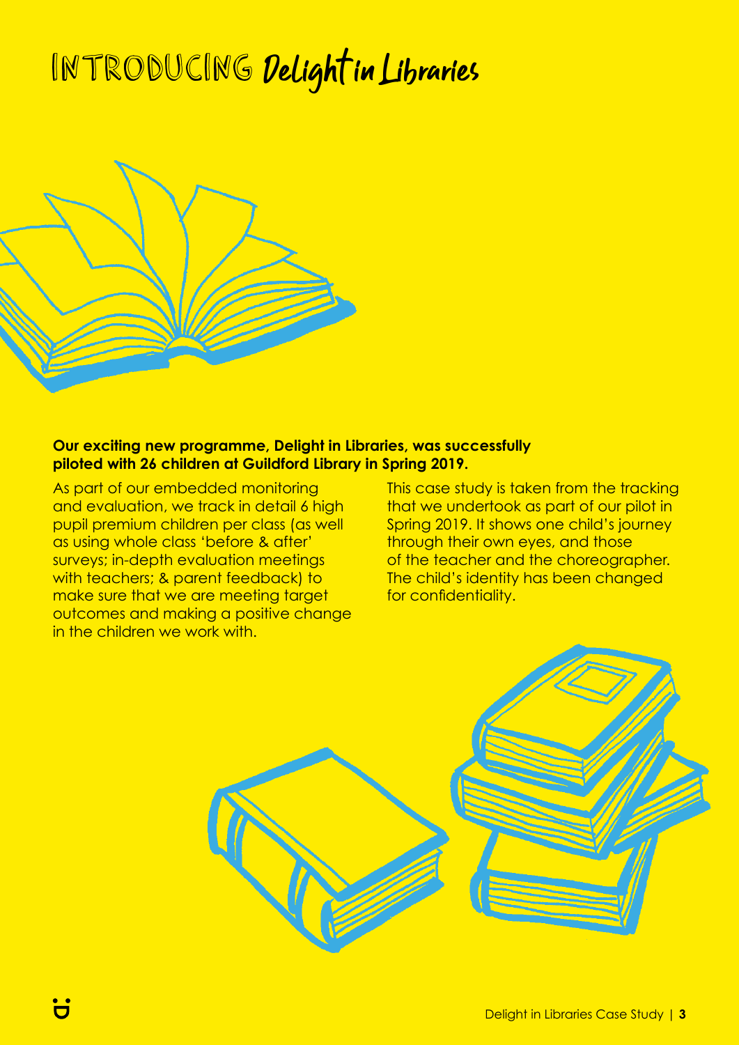# INTRODUCING Delight in Libraries

**Our exciting new programme, Delight in Libraries, was successfully piloted with 26 children at Guildford Library in Spring 2019.**

As part of our embedded monitoring and evaluation, we track in detail 6 high pupil premium children per class (as well as using whole class 'before & after' surveys; in-depth evaluation meetings with teachers; & parent feedback) to make sure that we are meeting target outcomes and making a positive change in the children we work with.

This case study is taken from the tracking that we undertook as part of our pilot in Spring 2019. It shows one child's journey through their own eyes, and those of the teacher and the choreographer. The child's identity has been changed for confidentiality.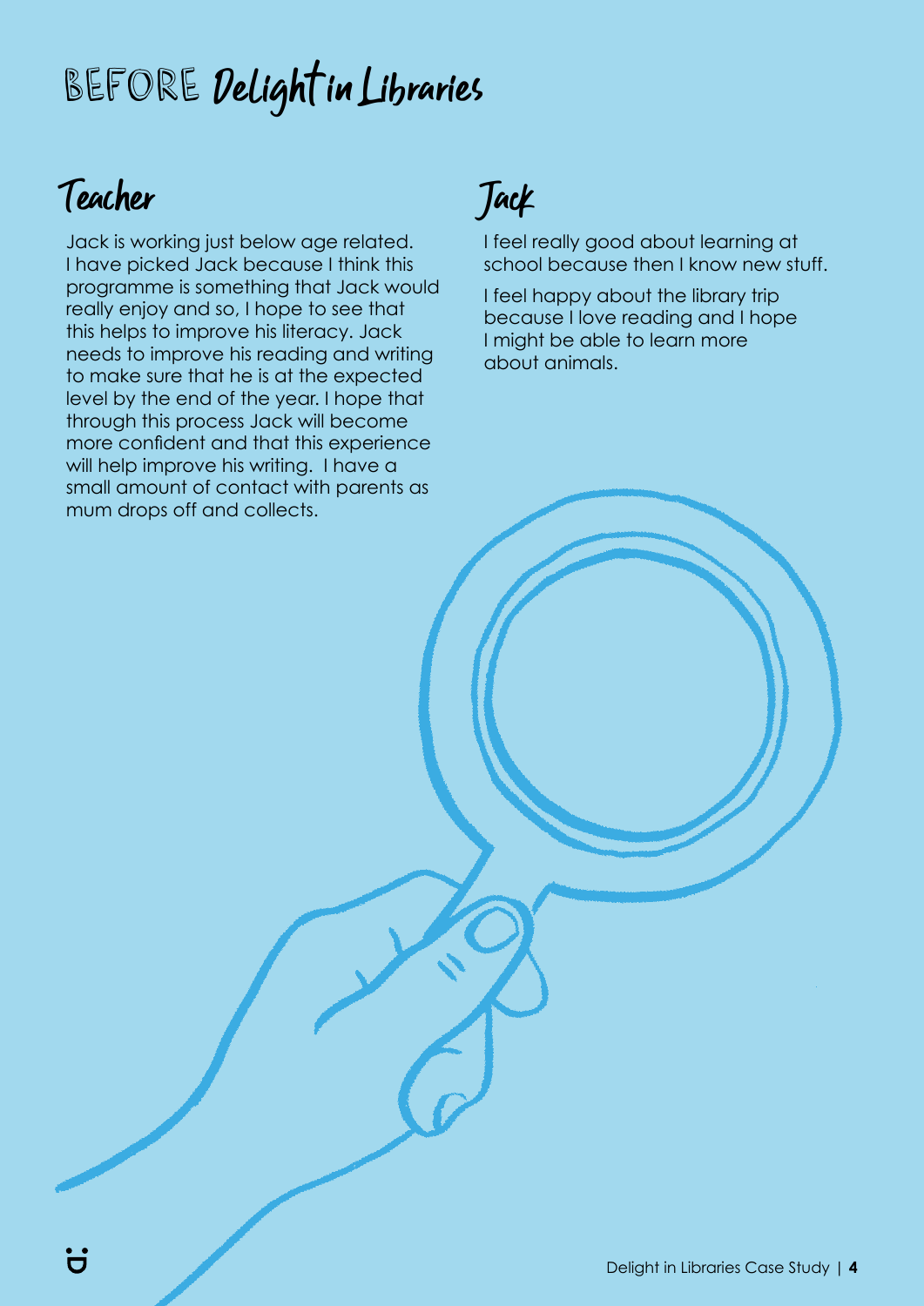# BEFORE Delight in Libraries

## Teacher

Jack is working just below age related. I have picked Jack because I think this programme is something that Jack would really enjoy and so, I hope to see that this helps to improve his literacy. Jack needs to improve his reading and writing to make sure that he is at the expected level by the end of the year. I hope that through this process Jack will become more confident and that this experience will help improve his writing. I have a small amount of contact with parents as mum drops off and collects.

## Jack

I feel really good about learning at school because then I know new stuff.

I feel happy about the library trip because I love reading and I hope I might be able to learn more about animals.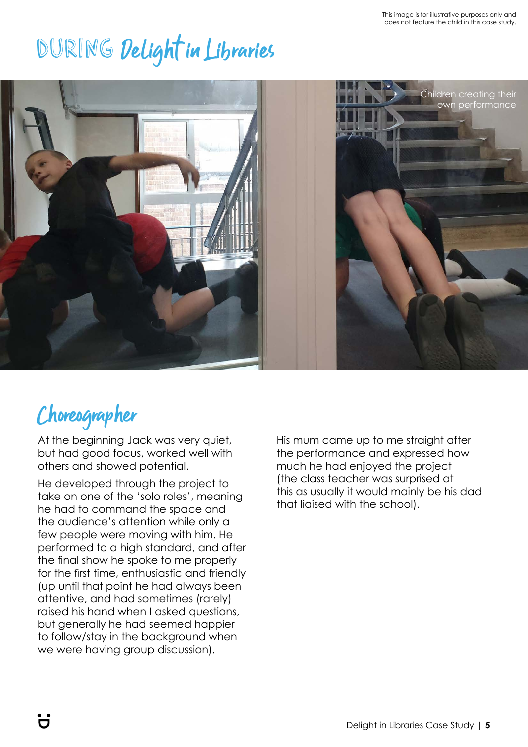This image is for illustrative purposes only and does not feature the child in this case study.

# DURING Delight in Libraries

Children creating their own performance

## Choreographer

At the beginning Jack was very quiet, but had good focus, worked well with others and showed potential.

He developed through the project to take on one of the 'solo roles', meaning he had to command the space and the audience's attention while only a few people were moving with him. He performed to a high standard, and after the final show he spoke to me properly for the first time, enthusiastic and friendly (up until that point he had always been attentive, and had sometimes (rarely) raised his hand when I asked questions, but generally he had seemed happier to follow/stay in the background when we were having group discussion).

His mum came up to me straight after the performance and expressed how much he had enjoyed the project (the class teacher was surprised at this as usually it would mainly be his dad that liaised with the school).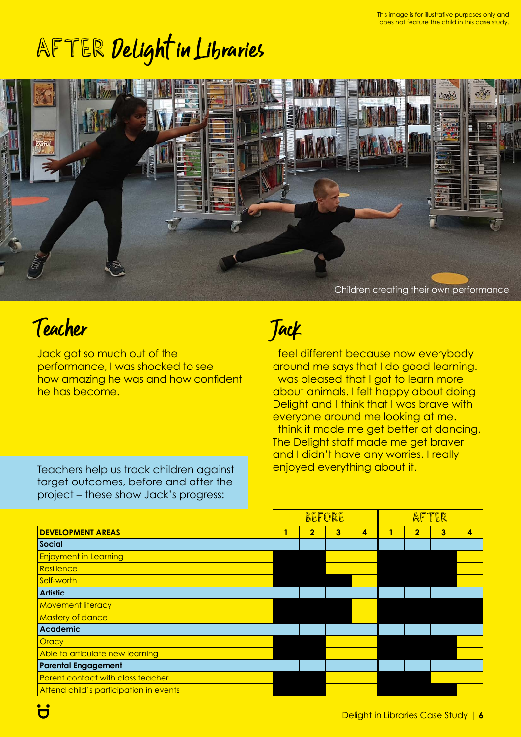This image is for illustrative purposes only and does not feature the child in this case study.

# AFTER Delight in Libraries

Children creating their own performance

## Teacher

Jack got so much out of the performance, I was shocked to see how amazing he was and how confident he has become.

## Jack

I feel different because now everybody around me says that I do good learning. I was pleased that I got to learn more about animals. I felt happy about doing Delight and I think that I was brave with everyone around me looking at me. I think it made me get better at dancing. The Delight staff made me get braver and I didn't have any worries. I really enjoyed everything about it.

Teachers help us track children against target outcomes, before and after the project – these show Jack's progress:

| | BEFORE | | | | AFTER | | | |
|---|---|---|---|---|---|---|---|---|
| **DEVELOPMENT AREAS** | **1** | **2** | **3** | **4** | **1** | **2** | **3** | **4** |
| **Social** | | | | | | | | |
| Enjoyment in Learning | ■ | ■ | | | ■ | ■ | ■ | |
| Resilience | ■ | ■ | | | ■ | ■ | ■ | |
| Self-worth | ■ | ■ | ■ | | ■ | ■ | ■ | |
| **Artistic** | | | | | | | | |
| Movement literacy | ■ | ■ | ■ | | ■ | ■ | ■ | ■ |
| Mastery of dance | ■ | ■ | ■ | | ■ | ■ | ■ | ■ |
| **Academic** | | | | | | | | |
| Oracy | ■ | ■ | | | ■ | ■ | ■ | |
| Able to articulate new learning | ■ | ■ | | | ■ | ■ | ■ | |
| **Parental Engagement** | | | | | | | | |
| Parent contact with class teacher | ■ | ■ | | | ■ | ■ | | |
| Attend child's participation in events | ■ | ■ | | | ■ | ■ | ■ | |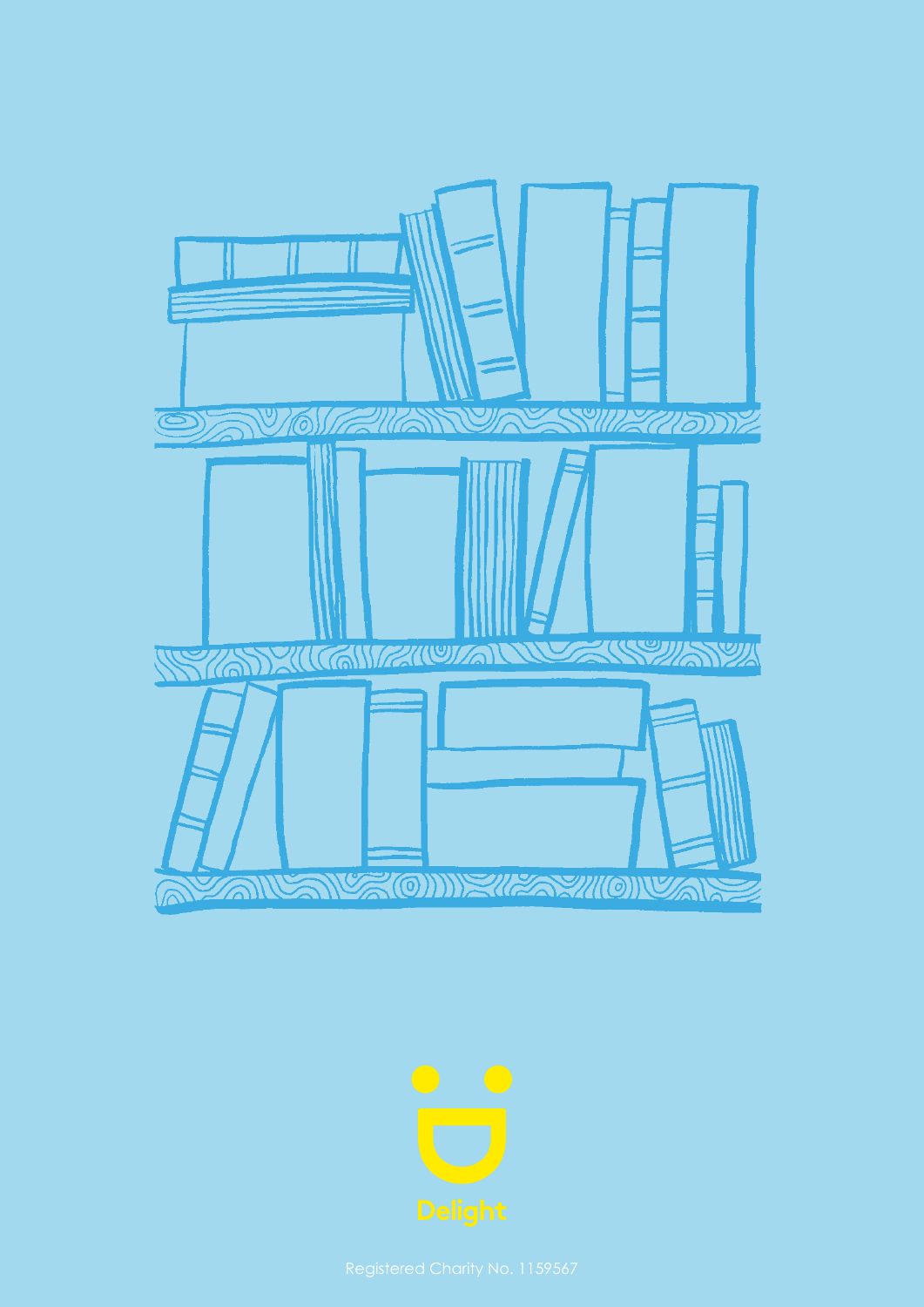Delight

Registered Charity No. 1159567